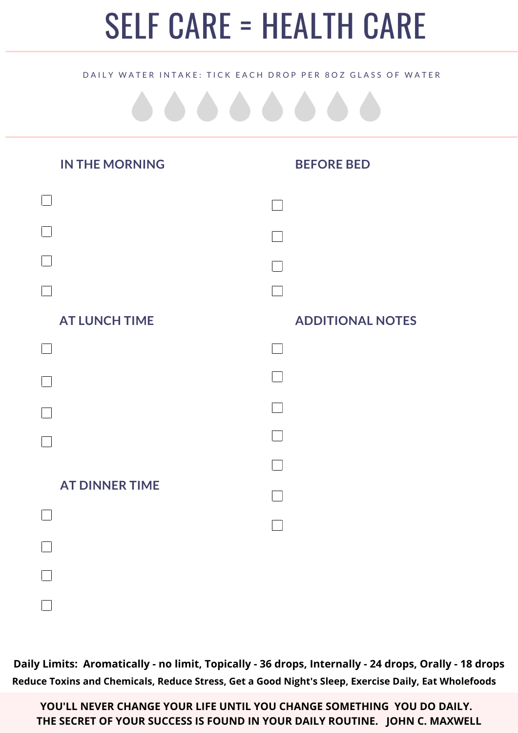# SELF CARE = HEALTH CARE

DAILY WATER INTAKE: TICK EACH DROP PER 8OZ GLASS OF WATER

☐ ☐ ☐ ☐ ☐ ☐ ☐ ☐

## IN THE MORNING

- [ ] 
- [ ] 
- [ ] 
- [ ] 

## AT LUNCH TIME

- [ ] 
- [ ] 
- [ ] 
- [ ] 

## AT DINNER TIME

- [ ] 
- [ ] 
- [ ] 
- [ ] 

## BEFORE BED

- [ ] 
- [ ] 
- [ ] 
- [ ] 

## ADDITIONAL NOTES

- [ ] 
- [ ] 
- [ ] 
- [ ] 
- [ ] 
- [ ] 
- [ ] 

**Daily Limits: Aromatically - no limit, Topically - 36 drops, Internally - 24 drops, Orally - 18 drops**

**Reduce Toxins and Chemicals, Reduce Stress, Get a Good Night's Sleep, Exercise Daily, Eat Wholefoods**

**YOU'LL NEVER CHANGE YOUR LIFE UNTIL YOU CHANGE SOMETHING YOU DO DAILY. THE SECRET OF YOUR SUCCESS IS FOUND IN YOUR DAILY ROUTINE. JOHN C. MAXWELL**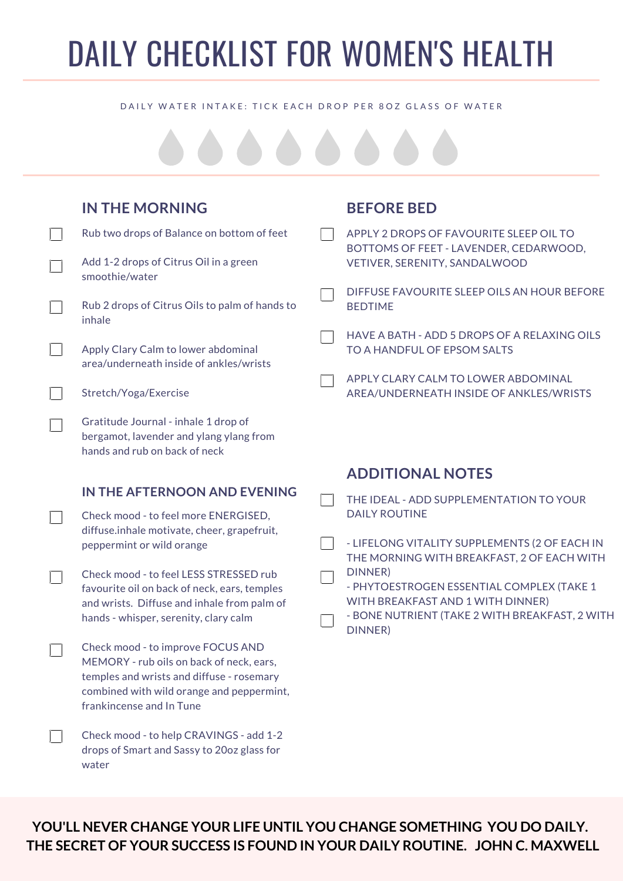# DAILY CHECKLIST FOR WOMEN'S HEALTH

DAILY WATER INTAKE: TICK EACH DROP PER 8OZ GLASS OF WATER

## IN THE MORNING

- [ ] Rub two drops of Balance on bottom of feet
- [ ] Add 1-2 drops of Citrus Oil in a green smoothie/water
- [ ] Rub 2 drops of Citrus Oils to palm of hands to inhale
- [ ] Apply Clary Calm to lower abdominal area/underneath inside of ankles/wrists
- [ ] Stretch/Yoga/Exercise
- [ ] Gratitude Journal - inhale 1 drop of bergamot, lavender and ylang ylang from hands and rub on back of neck

## IN THE AFTERNOON AND EVENING

- [ ] Check mood - to feel more ENERGISED, diffuse.inhale motivate, cheer, grapefruit, peppermint or wild orange
- [ ] Check mood - to feel LESS STRESSED rub favourite oil on back of neck, ears, temples and wrists. Diffuse and inhale from palm of hands - whisper, serenity, clary calm
- [ ] Check mood - to improve FOCUS AND MEMORY - rub oils on back of neck, ears, temples and wrists and diffuse - rosemary combined with wild orange and peppermint, frankincense and In Tune
- [ ] Check mood - to help CRAVINGS - add 1-2 drops of Smart and Sassy to 20oz glass for water

## BEFORE BED

- [ ] APPLY 2 DROPS OF FAVOURITE SLEEP OIL TO BOTTOMS OF FEET - LAVENDER, CEDARWOOD, VETIVER, SERENITY, SANDALWOOD
- [ ] DIFFUSE FAVOURITE SLEEP OILS AN HOUR BEFORE BEDTIME
- [ ] HAVE A BATH - ADD 5 DROPS OF A RELAXING OILS TO A HANDFUL OF EPSOM SALTS
- [ ] APPLY CLARY CALM TO LOWER ABDOMINAL AREA/UNDERNEATH INSIDE OF ANKLES/WRISTS

## ADDITIONAL NOTES

- [ ] THE IDEAL - ADD SUPPLEMENTATION TO YOUR DAILY ROUTINE
- [ ] - LIFELONG VITALITY SUPPLEMENTS (2 OF EACH IN THE MORNING WITH BREAKFAST, 2 OF EACH WITH DINNER)
- [ ] - PHYTOESTROGEN ESSENTIAL COMPLEX (TAKE 1 WITH BREAKFAST AND 1 WITH DINNER)
- [ ] - BONE NUTRIENT (TAKE 2 WITH BREAKFAST, 2 WITH DINNER)

**YOU'LL NEVER CHANGE YOUR LIFE UNTIL YOU CHANGE SOMETHING YOU DO DAILY. THE SECRET OF YOUR SUCCESS IS FOUND IN YOUR DAILY ROUTINE. JOHN C. MAXWELL**